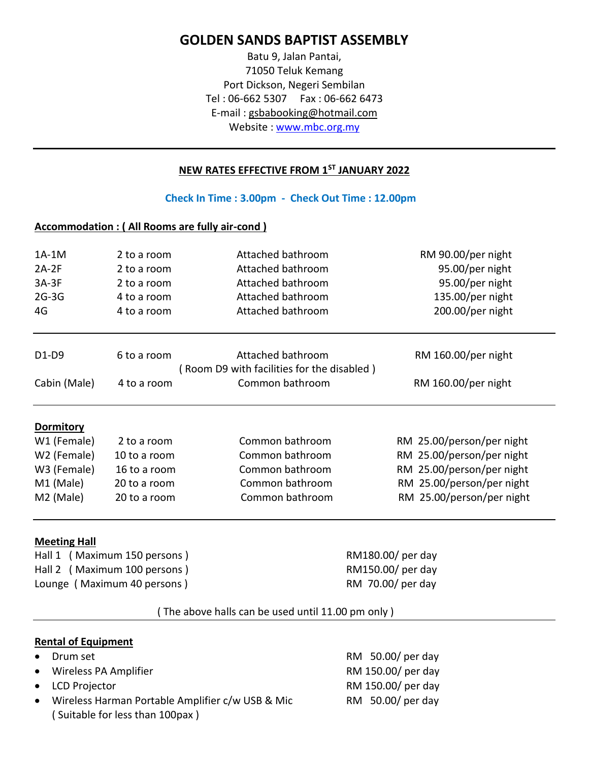# GOLDEN SANDS BAPTIST ASSEMBLY

Batu 9, Jalan Pantai,
71050 Teluk Kemang
Port Dickson, Negeri Sembilan
Tel : 06-662 5307 Fax : 06-662 6473
E-mail : gsbabooking@hotmail.com
Website : www.mbc.org.my

---

**NEW RATES EFFECTIVE FROM 1ST JANUARY 2022**

**Check In Time : 3.00pm - Check Out Time : 12.00pm**

**Accommodation : ( All Rooms are fully air-cond )**

| | | | |
|---|---|---|---|
| 1A-1M | 2 to a room | Attached bathroom | RM 90.00/per night |
| 2A-2F | 2 to a room | Attached bathroom | 95.00/per night |
| 3A-3F | 2 to a room | Attached bathroom | 95.00/per night |
| 2G-3G | 4 to a room | Attached bathroom | 135.00/per night |
| 4G | 4 to a room | Attached bathroom | 200.00/per night |

---

| | | | |
|---|---|---|---|
| D1-D9 | 6 to a room | Attached bathroom<br>( Room D9 with facilities for the disabled ) | RM 160.00/per night |
| Cabin (Male) | 4 to a room | Common bathroom | RM 160.00/per night |

---

**Dormitory**

| | | | |
|---|---|---|---|
| W1 (Female) | 2 to a room | Common bathroom | RM 25.00/person/per night |
| W2 (Female) | 10 to a room | Common bathroom | RM 25.00/person/per night |
| W3 (Female) | 16 to a room | Common bathroom | RM 25.00/person/per night |
| M1 (Male) | 20 to a room | Common bathroom | RM 25.00/person/per night |
| M2 (Male) | 20 to a room | Common bathroom | RM 25.00/person/per night |

---

**Meeting Hall**

| | |
|---|---|
| Hall 1 ( Maximum 150 persons ) | RM180.00/ per day |
| Hall 2 ( Maximum 100 persons ) | RM150.00/ per day |
| Lounge ( Maximum 40 persons ) | RM 70.00/ per day |

( The above halls can be used until 11.00 pm only )

---

**Rental of Equipment**

- Drum set — RM 50.00/ per day
- Wireless PA Amplifier — RM 150.00/ per day
- LCD Projector — RM 150.00/ per day
- Wireless Harman Portable Amplifier c/w USB & Mic ( Suitable for less than 100pax ) — RM 50.00/ per day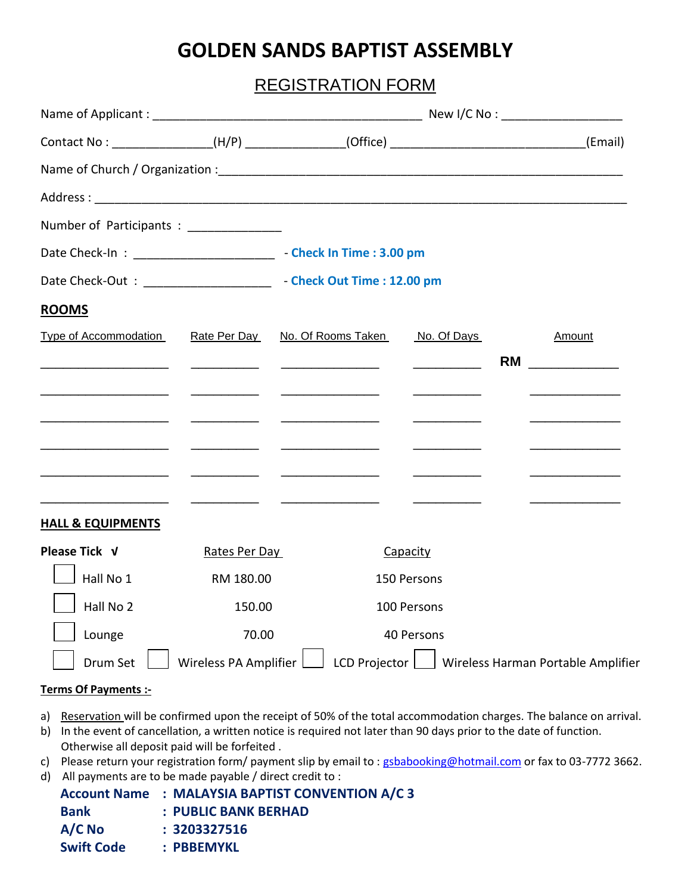# GOLDEN SANDS BAPTIST ASSEMBLY

## REGISTRATION FORM

Name of Applicant : ________________________________________ New I/C No : __________________

Contact No : ______________(H/P) ______________(Office) ____________________________(Email)

Name of Church / Organization :______________________________________________________________

Address : ___________________________________________________________________________________

Number of Participants : ______________

Date Check-In : ____________________ - **Check In Time : 3.00 pm**

Date Check-Out : ___________________ - **Check Out Time : 12.00 pm**

### ROOMS

| Type of Accommodation | Rate Per Day | No. Of Rooms Taken | No. Of Days | Amount |
|---|---|---|---|---|
| ____________ | ________ | ____________ | ________ | **RM** ____________ |
| ____________ | ________ | ____________ | ________ | ____________ |
| ____________ | ________ | ____________ | ________ | ____________ |
| ____________ | ________ | ____________ | ________ | ____________ |
| ____________ | ________ | ____________ | ________ | ____________ |
| ____________ | ________ | ____________ | ________ | ____________ |

### HALL & EQUIPMENTS

| Please Tick √ | Rates Per Day | Capacity |
|---|---|---|
| ☐ Hall No 1 | RM 180.00 | 150 Persons |
| ☐ Hall No 2 | 150.00 | 100 Persons |
| ☐ Lounge | 70.00 | 40 Persons |

☐ Drum Set ☐ Wireless PA Amplifier ☐ LCD Projector ☐ Wireless Harman Portable Amplifier

**Terms Of Payments :-**

a) Reservation will be confirmed upon the receipt of 50% of the total accommodation charges. The balance on arrival.

b) In the event of cancellation, a written notice is required not later than 90 days prior to the date of function. Otherwise all deposit paid will be forfeited .

c) Please return your registration form/ payment slip by email to : gsbabooking@hotmail.com or fax to 03-7772 3662.

d) All payments are to be made payable / direct credit to :

**Account Name : MALAYSIA BAPTIST CONVENTION A/C 3**
**Bank : PUBLIC BANK BERHAD**
**A/C No : 3203327516**
**Swift Code : PBBEMYKL**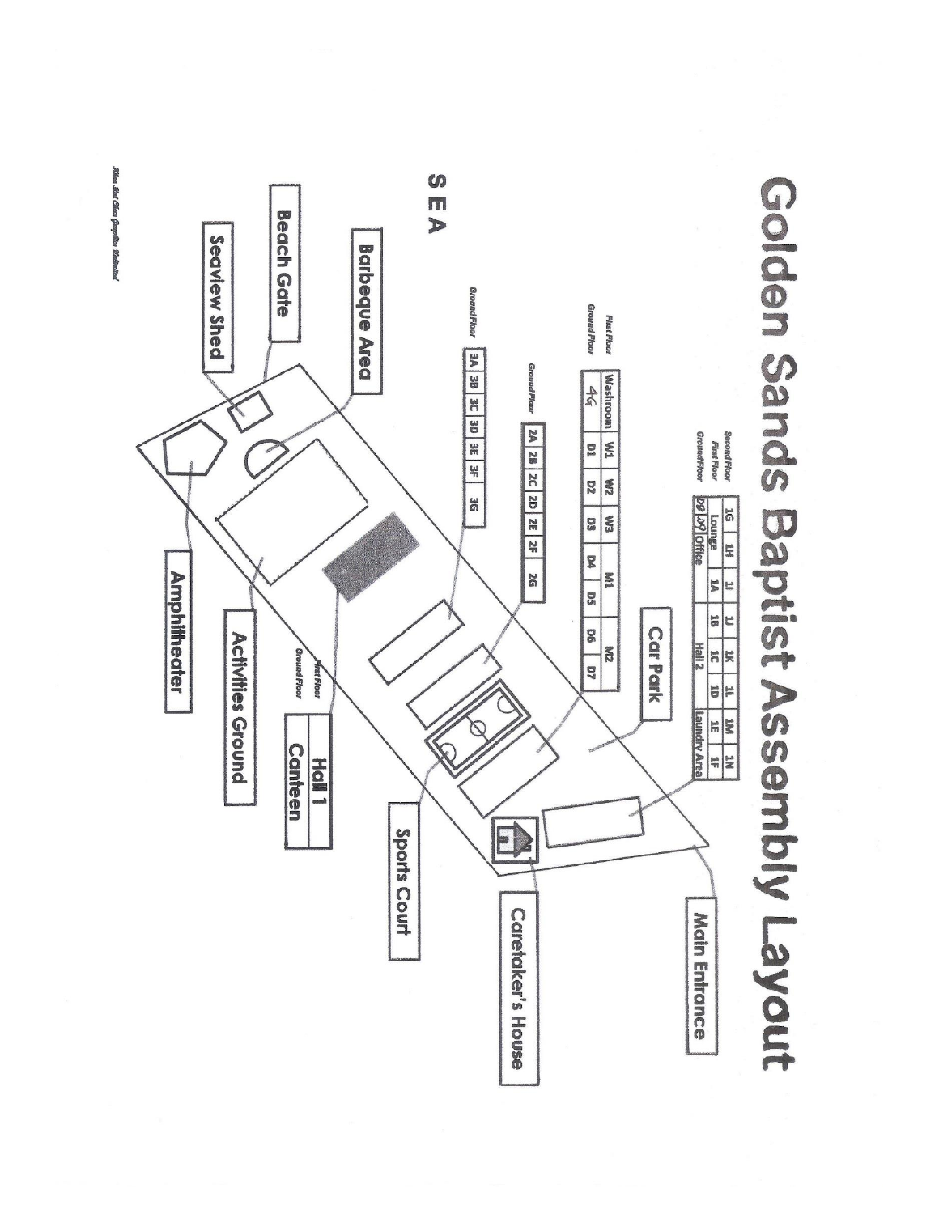# Golden Sands Baptist Assembly Layout

**SEA**

| | | | | | | | | | | | | | | |
|---|---|---|---|---|---|---|---|---|---|---|---|---|---|---|
| Second Floor | 1G | 1H | 1I | 1J | 1K | 1L | 1M | 1N |
| First Floor | Lounge | | 1A | 1B | 1C | 1D | 1E | 1F |
| Ground Floor | D8 D9 Office | | | | Hall 2 | | Laundry Area | |

| | | | | | | | | |
|---|---|---|---|---|---|---|---|---|
| First Floor | Washroom | W1 | W2 | W3 | M1 | | M2 | |
| Ground Floor | 4G | D1 | D2 | D3 | D4 | D5 | D6 | D7 |

| | | | | | | | |
|---|---|---|---|---|---|---|---|
| Ground Floor | 2A | 2B | 2C | 2D | 2E | 2F | 2G |

| | | | | | | | |
|---|---|---|---|---|---|---|---|
| Ground Floor | 3A | 3B | 3C | 3D | 3E | 3F | 3G |

| | |
|---|---|
| First Floor | Hall 1 |
| Ground Floor | Canteen |

- Main Entrance
- Car Park
- Caretaker's House
- Sports Court
- Activities Ground
- Amphitheater
- Barbeque Area
- Beach Gate
- Seaview Shed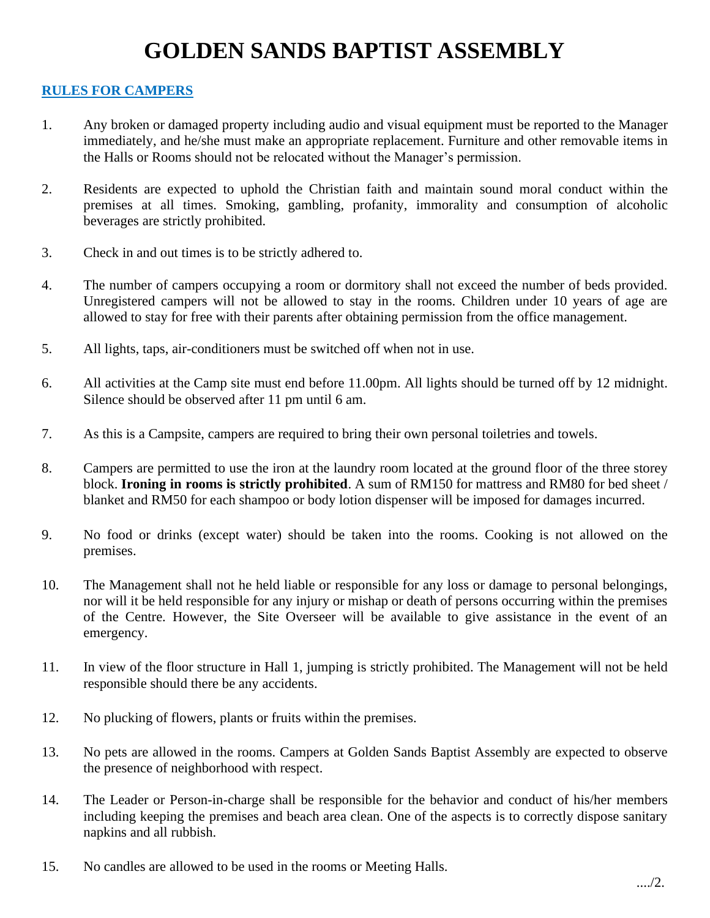# GOLDEN SANDS BAPTIST ASSEMBLY

**RULES FOR CAMPERS**

1. Any broken or damaged property including audio and visual equipment must be reported to the Manager immediately, and he/she must make an appropriate replacement. Furniture and other removable items in the Halls or Rooms should not be relocated without the Manager's permission.

2. Residents are expected to uphold the Christian faith and maintain sound moral conduct within the premises at all times. Smoking, gambling, profanity, immorality and consumption of alcoholic beverages are strictly prohibited.

3. Check in and out times is to be strictly adhered to.

4. The number of campers occupying a room or dormitory shall not exceed the number of beds provided. Unregistered campers will not be allowed to stay in the rooms. Children under 10 years of age are allowed to stay for free with their parents after obtaining permission from the office management.

5. All lights, taps, air-conditioners must be switched off when not in use.

6. All activities at the Camp site must end before 11.00pm. All lights should be turned off by 12 midnight. Silence should be observed after 11 pm until 6 am.

7. As this is a Campsite, campers are required to bring their own personal toiletries and towels.

8. Campers are permitted to use the iron at the laundry room located at the ground floor of the three storey block. **Ironing in rooms is strictly prohibited**. A sum of RM150 for mattress and RM80 for bed sheet / blanket and RM50 for each shampoo or body lotion dispenser will be imposed for damages incurred.

9. No food or drinks (except water) should be taken into the rooms. Cooking is not allowed on the premises.

10. The Management shall not he held liable or responsible for any loss or damage to personal belongings, nor will it be held responsible for any injury or mishap or death of persons occurring within the premises of the Centre. However, the Site Overseer will be available to give assistance in the event of an emergency.

11. In view of the floor structure in Hall 1, jumping is strictly prohibited. The Management will not be held responsible should there be any accidents.

12. No plucking of flowers, plants or fruits within the premises.

13. No pets are allowed in the rooms. Campers at Golden Sands Baptist Assembly are expected to observe the presence of neighborhood with respect.

14. The Leader or Person-in-charge shall be responsible for the behavior and conduct of his/her members including keeping the premises and beach area clean. One of the aspects is to correctly dispose sanitary napkins and all rubbish.

15. No candles are allowed to be used in the rooms or Meeting Halls.

..../2.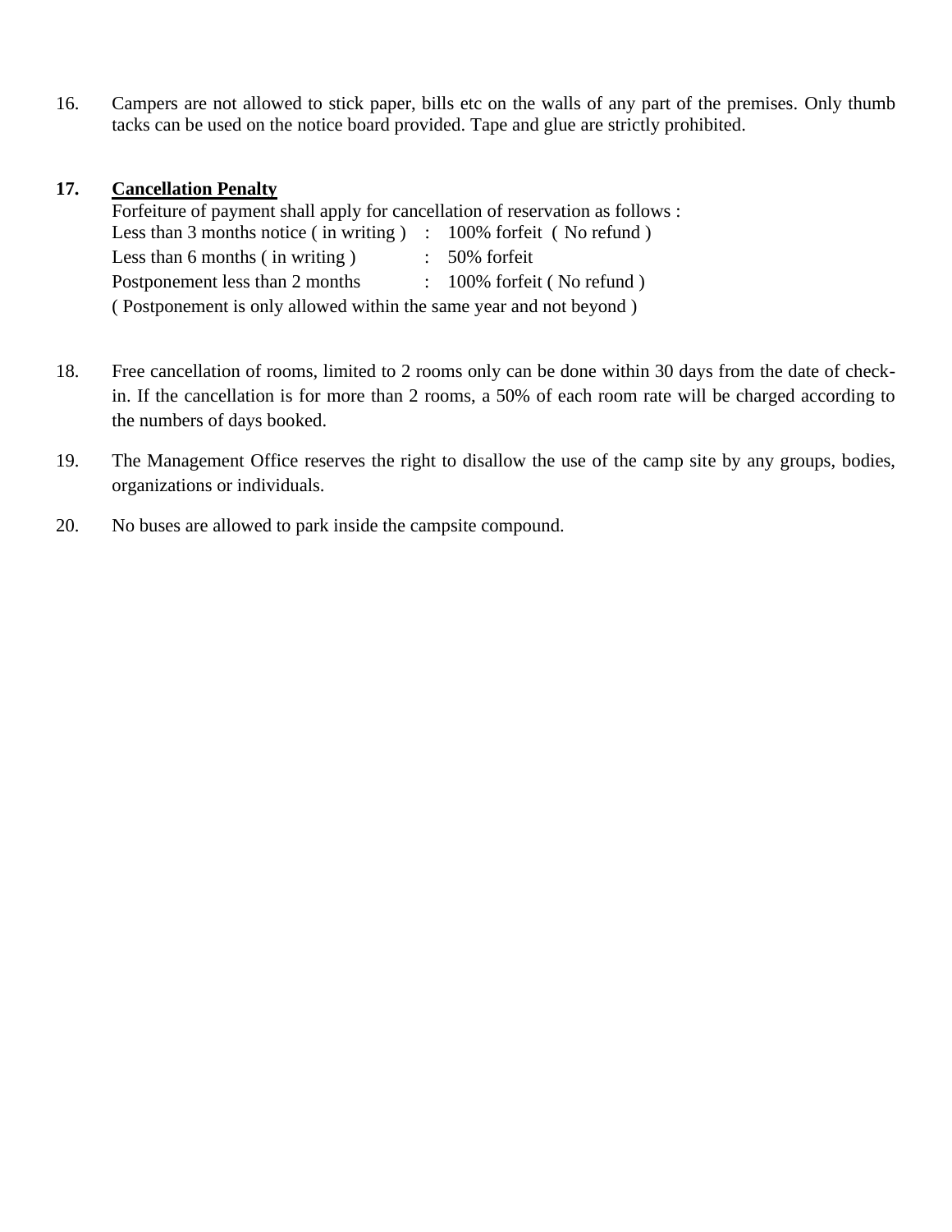16. Campers are not allowed to stick paper, bills etc on the walls of any part of the premises. Only thumb tacks can be used on the notice board provided. Tape and glue are strictly prohibited.

17. **Cancellation Penalty**

    Forfeiture of payment shall apply for cancellation of reservation as follows :

    Less than 3 months notice ( in writing ) : 100% forfeit ( No refund )
    Less than 6 months ( in writing ) : 50% forfeit
    Postponement less than 2 months : 100% forfeit ( No refund )
    ( Postponement is only allowed within the same year and not beyond )

18. Free cancellation of rooms, limited to 2 rooms only can be done within 30 days from the date of check-in. If the cancellation is for more than 2 rooms, a 50% of each room rate will be charged according to the numbers of days booked.

19. The Management Office reserves the right to disallow the use of the camp site by any groups, bodies, organizations or individuals.

20. No buses are allowed to park inside the campsite compound.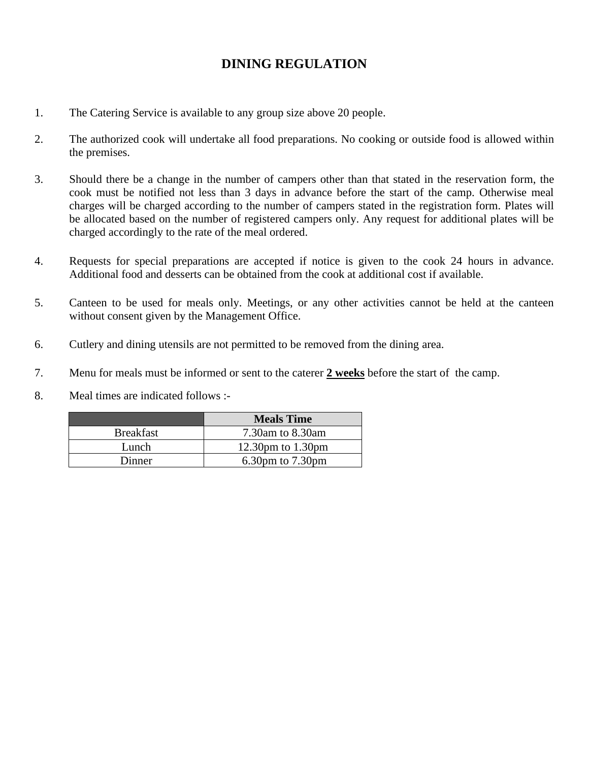# DINING REGULATION

1. The Catering Service is available to any group size above 20 people.

2. The authorized cook will undertake all food preparations. No cooking or outside food is allowed within the premises.

3. Should there be a change in the number of campers other than that stated in the reservation form, the cook must be notified not less than 3 days in advance before the start of the camp. Otherwise meal charges will be charged according to the number of campers stated in the registration form. Plates will be allocated based on the number of registered campers only. Any request for additional plates will be charged accordingly to the rate of the meal ordered.

4. Requests for special preparations are accepted if notice is given to the cook 24 hours in advance. Additional food and desserts can be obtained from the cook at additional cost if available.

5. Canteen to be used for meals only. Meetings, or any other activities cannot be held at the canteen without consent given by the Management Office.

6. Cutlery and dining utensils are not permitted to be removed from the dining area.

7. Menu for meals must be informed or sent to the caterer **2 weeks** before the start of the camp.

8. Meal times are indicated follows :-

| | Meals Time |
|---|---|
| Breakfast | 7.30am to 8.30am |
| Lunch | 12.30pm to 1.30pm |
| Dinner | 6.30pm to 7.30pm |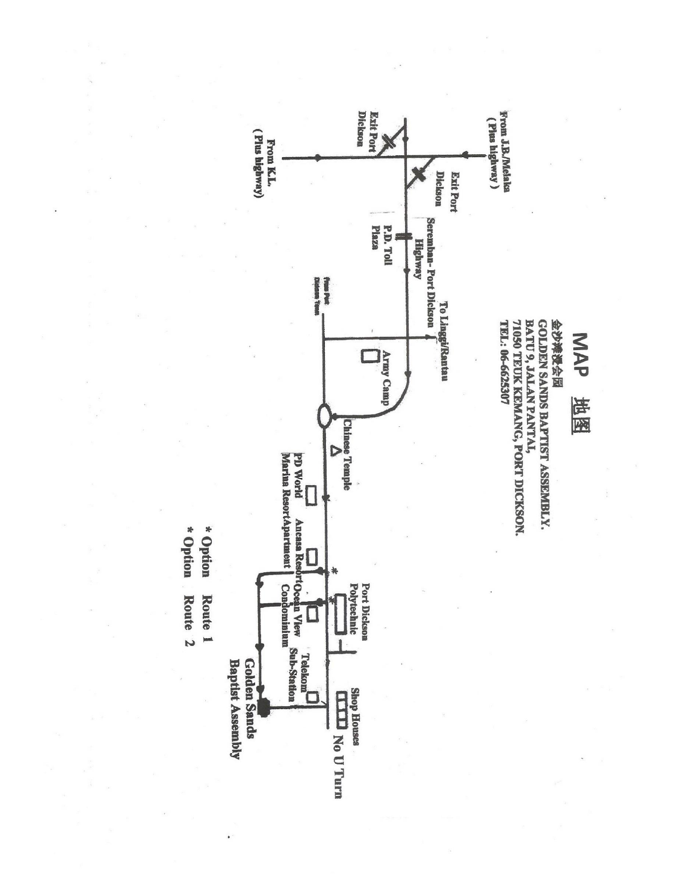# MAP 地圖

金沙浸信会园
GOLDEN SANDS BAPTIST ASSEMBLY.
BATU 9, JALAN PANTAI,
71050 TELUK KEMANG, PORT DICKSON.
TEL: 06-6625307

From J.B./Melaka
( Plus highway )

Exit Port Dickson

Exit Port Dickson

From K.L.
( Plus highway)

Seremban- Port Dickson Highway

P.D. Toll Plaza

To Linggi/Rantau

From Port Dickson Town

Army Camp

Chinese Temple

PD World
Marina Resort

Ancasa Resort
Apartment

Ocean View
Condominium

Port Dickson
Polytechnic

Telekom
Sub-Station

Shop Houses

No U Turn

Golden Sands
Baptist Assembly

\* Option Route 1
\* Option Route 2